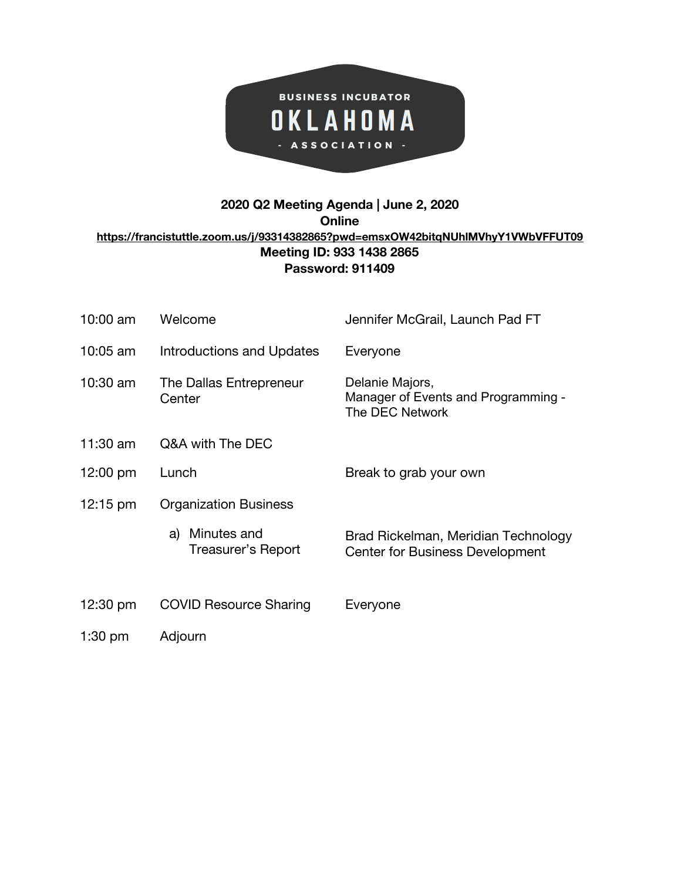BUSINESS INCUBATOR
OKLAHOMA
- ASSOCIATION -

**2020 Q2 Meeting Agenda | June 2, 2020**
**Online**
**https://francistuttle.zoom.us/j/93314382865?pwd=emsxOW42bitqNUhlMVhyY1VWbVFFUT09**
**Meeting ID: 933 1438 2865**
**Password: 911409**

| | | |
|---|---|---|
| 10:00 am | Welcome | Jennifer McGrail, Launch Pad FT |
| 10:05 am | Introductions and Updates | Everyone |
| 10:30 am | The Dallas Entrepreneur Center | Delanie Majors, Manager of Events and Programming - The DEC Network |
| 11:30 am | Q&A with The DEC | |
| 12:00 pm | Lunch | Break to grab your own |
| 12:15 pm | Organization Business | |
| | a) Minutes and Treasurer's Report | Brad Rickelman, Meridian Technology Center for Business Development |
| 12:30 pm | COVID Resource Sharing | Everyone |
| 1:30 pm | Adjourn | |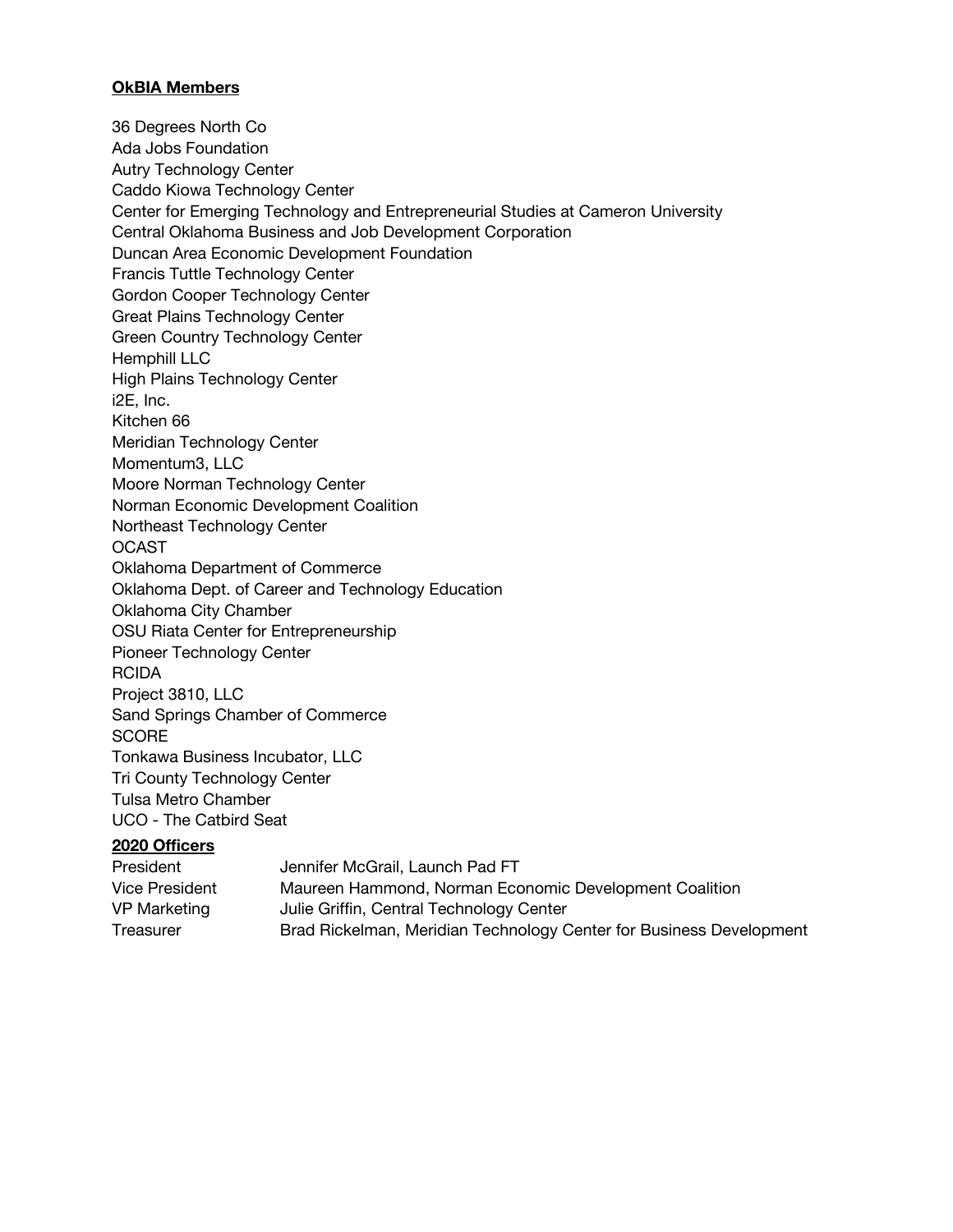**OkBIA Members**

36 Degrees North Co
Ada Jobs Foundation
Autry Technology Center
Caddo Kiowa Technology Center
Center for Emerging Technology and Entrepreneurial Studies at Cameron University
Central Oklahoma Business and Job Development Corporation
Duncan Area Economic Development Foundation
Francis Tuttle Technology Center
Gordon Cooper Technology Center
Great Plains Technology Center
Green Country Technology Center
Hemphill LLC
High Plains Technology Center
i2E, Inc.
Kitchen 66
Meridian Technology Center
Momentum3, LLC
Moore Norman Technology Center
Norman Economic Development Coalition
Northeast Technology Center
OCAST
Oklahoma Department of Commerce
Oklahoma Dept. of Career and Technology Education
Oklahoma City Chamber
OSU Riata Center for Entrepreneurship
Pioneer Technology Center
RCIDA
Project 3810, LLC
Sand Springs Chamber of Commerce
SCORE
Tonkawa Business Incubator, LLC
Tri County Technology Center
Tulsa Metro Chamber
UCO - The Catbird Seat

**2020 Officers**

| | |
|---|---|
| President | Jennifer McGrail, Launch Pad FT |
| Vice President | Maureen Hammond, Norman Economic Development Coalition |
| VP Marketing | Julie Griffin, Central Technology Center |
| Treasurer | Brad Rickelman, Meridian Technology Center for Business Development |